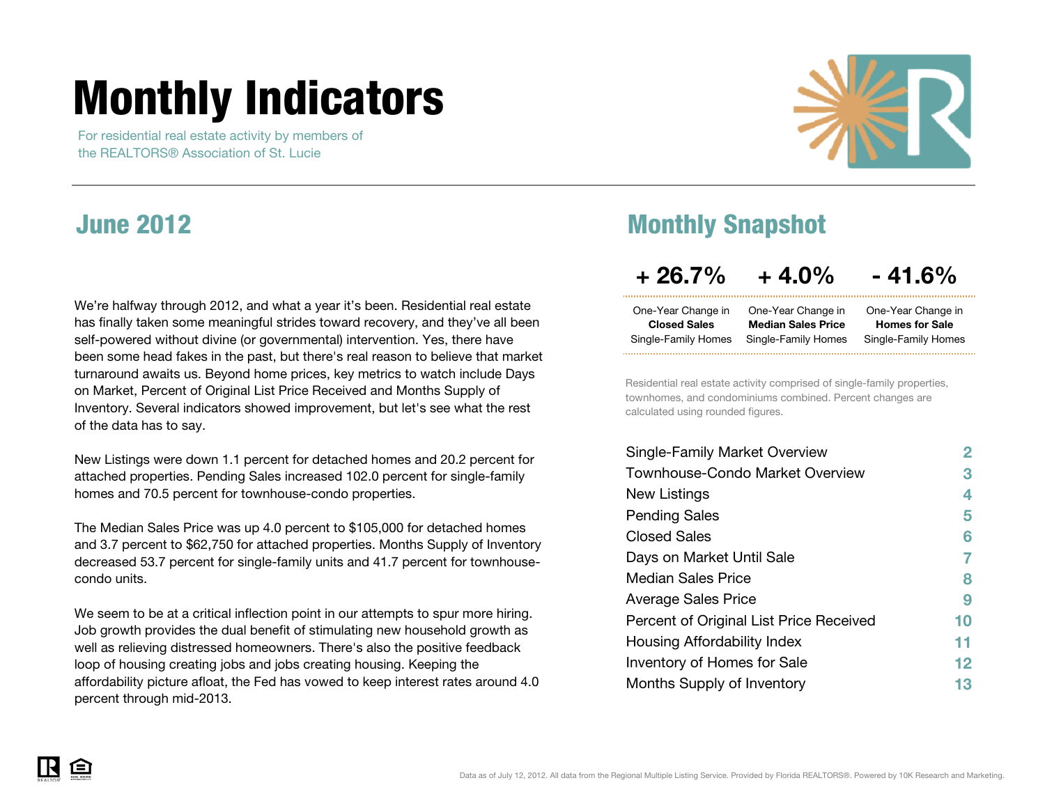# Monthly Indicators

For residential real estate activity by members of the REALTORS® Association of St. Lucie

## June 2012

We're halfway through 2012, and what a year it's been. Residential real estate has finally taken some meaningful strides toward recovery, and they've all been self-powered without divine (or governmental) intervention. Yes, there have been some head fakes in the past, but there's real reason to believe that market turnaround awaits us. Beyond home prices, key metrics to watch include Days on Market, Percent of Original List Price Received and Months Supply of Inventory. Several indicators showed improvement, but let's see what the rest of the data has to say.

New Listings were down 1.1 percent for detached homes and 20.2 percent for attached properties. Pending Sales increased 102.0 percent for single-family homes and 70.5 percent for townhouse-condo properties.

The Median Sales Price was up 4.0 percent to $105,000 for detached homes and 3.7 percent to $62,750 for attached properties. Months Supply of Inventory decreased 53.7 percent for single-family units and 41.7 percent for townhouse-condo units.

We seem to be at a critical inflection point in our attempts to spur more hiring. Job growth provides the dual benefit of stimulating new household growth as well as relieving distressed homeowners. There's also the positive feedback loop of housing creating jobs and jobs creating housing. Keeping the affordability picture afloat, the Fed has vowed to keep interest rates around 4.0 percent through mid-2013.

## Monthly Snapshot

| + 26.7% | + 4.0% | - 41.6% |
|---|---|---|
| One-Year Change in **Closed Sales** Single-Family Homes | One-Year Change in **Median Sales Price** Single-Family Homes | One-Year Change in **Homes for Sale** Single-Family Homes |

Residential real estate activity comprised of single-family properties, townhomes, and condominiums combined. Percent changes are calculated using rounded figures.

| | |
|---|---|
| Single-Family Market Overview | 2 |
| Townhouse-Condo Market Overview | 3 |
| New Listings | 4 |
| Pending Sales | 5 |
| Closed Sales | 6 |
| Days on Market Until Sale | 7 |
| Median Sales Price | 8 |
| Average Sales Price | 9 |
| Percent of Original List Price Received | 10 |
| Housing Affordability Index | 11 |
| Inventory of Homes for Sale | 12 |
| Months Supply of Inventory | 13 |

Data as of July 12, 2012. All data from the Regional Multiple Listing Service. Provided by Florida REALTORS®. Powered by 10K Research and Marketing.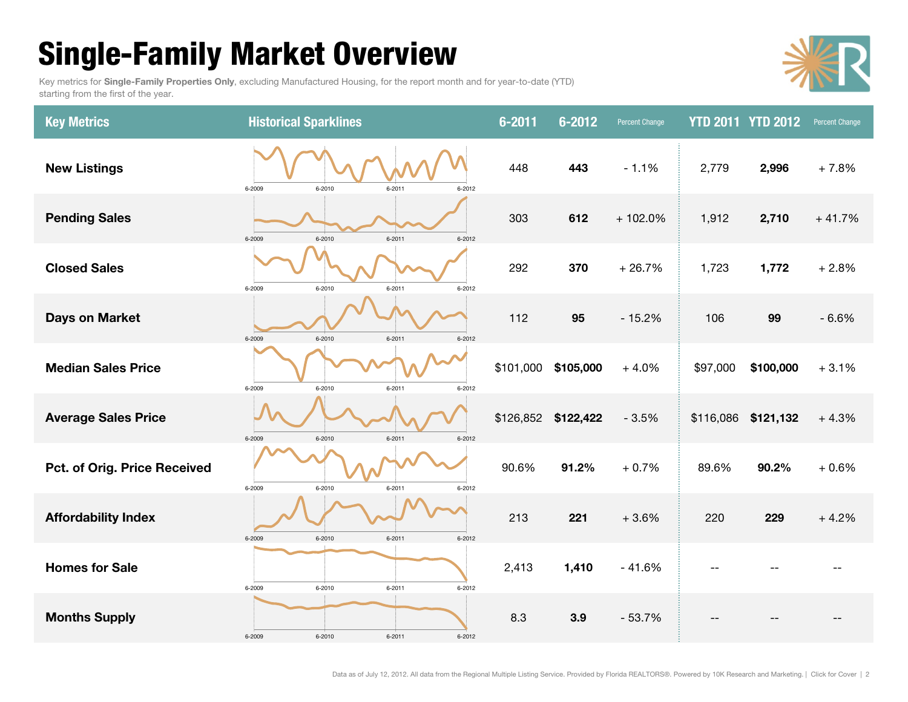# Single-Family Market Overview

Key metrics for **Single-Family Properties Only**, excluding Manufactured Housing, for the report month and for year-to-date (YTD) starting from the first of the year.

| Key Metrics | Historical Sparklines | 6-2011 | 6-2012 | Percent Change | YTD 2011 | YTD 2012 | Percent Change |
|---|---|---|---|---|---|---|---|
| New Listings | 6-2009 6-2010 6-2011 6-2012 | 448 | **443** | - 1.1% | 2,779 | **2,996** | + 7.8% |
| Pending Sales | 6-2009 6-2010 6-2011 6-2012 | 303 | **612** | + 102.0% | 1,912 | **2,710** | + 41.7% |
| Closed Sales | 6-2009 6-2010 6-2011 6-2012 | 292 | **370** | + 26.7% | 1,723 | **1,772** | + 2.8% |
| Days on Market | 6-2009 6-2010 6-2011 6-2012 | 112 | **95** | - 15.2% | 106 | **99** | - 6.6% |
| Median Sales Price | 6-2009 6-2010 6-2011 6-2012 | $101,000 | **$105,000** | + 4.0% | $97,000 | **$100,000** | + 3.1% |
| Average Sales Price | 6-2009 6-2010 6-2011 6-2012 | $126,852 | **$122,422** | - 3.5% | $116,086 | **$121,132** | + 4.3% |
| Pct. of Orig. Price Received | 6-2009 6-2010 6-2011 6-2012 | 90.6% | **91.2%** | + 0.7% | 89.6% | **90.2%** | + 0.6% |
| Affordability Index | 6-2009 6-2010 6-2011 6-2012 | 213 | **221** | + 3.6% | 220 | **229** | + 4.2% |
| Homes for Sale | 6-2009 6-2010 6-2011 6-2012 | 2,413 | **1,410** | - 41.6% | -- | -- | -- |
| Months Supply | 6-2009 6-2010 6-2011 6-2012 | 8.3 | **3.9** | - 53.7% | -- | -- | -- |

Data as of July 12, 2012. All data from the Regional Multiple Listing Service. Provided by Florida REALTORS®. Powered by 10K Research and Marketing. | Click for Cover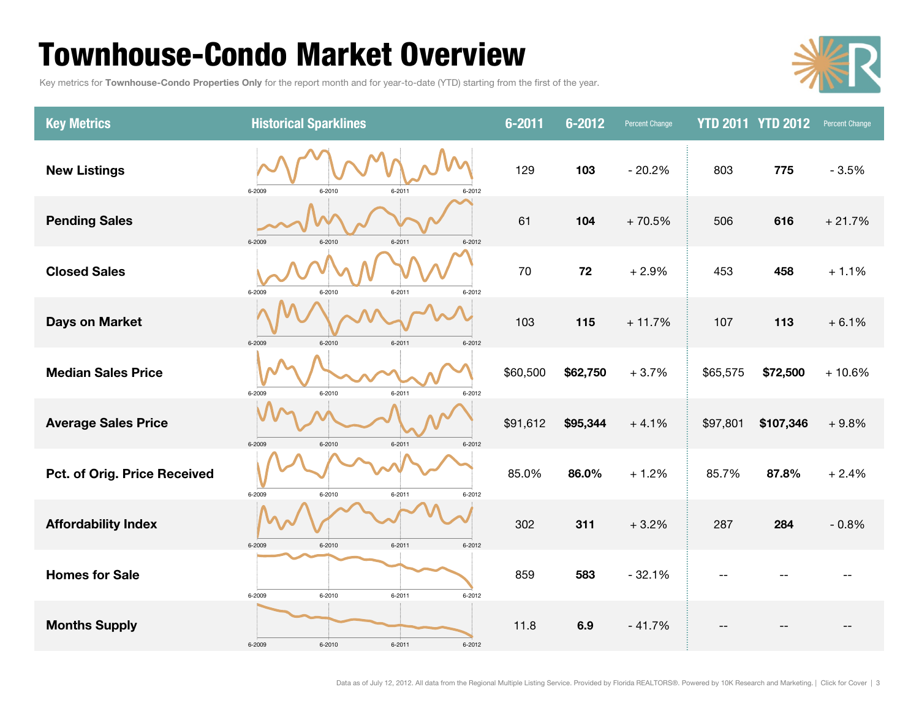# Townhouse-Condo Market Overview

Key metrics for **Townhouse-Condo Properties Only** for the report month and for year-to-date (YTD) starting from the first of the year.

| Key Metrics | Historical Sparklines | 6-2011 | 6-2012 | Percent Change | YTD 2011 | YTD 2012 | Percent Change |
|---|---|---|---|---|---|---|---|
| **New Listings** | 6-2009 6-2010 6-2011 6-2012 | 129 | **103** | - 20.2% | 803 | **775** | - 3.5% |
| **Pending Sales** | 6-2009 6-2010 6-2011 6-2012 | 61 | **104** | + 70.5% | 506 | **616** | + 21.7% |
| **Closed Sales** | 6-2009 6-2010 6-2011 6-2012 | 70 | **72** | + 2.9% | 453 | **458** | + 1.1% |
| **Days on Market** | 6-2009 6-2010 6-2011 6-2012 | 103 | **115** | + 11.7% | 107 | **113** | + 6.1% |
| **Median Sales Price** | 6-2009 6-2010 6-2011 6-2012 | $60,500 | **$62,750** | + 3.7% | $65,575 | **$72,500** | + 10.6% |
| **Average Sales Price** | 6-2009 6-2010 6-2011 6-2012 | $91,612 | **$95,344** | + 4.1% | $97,801 | **$107,346** | + 9.8% |
| **Pct. of Orig. Price Received** | 6-2009 6-2010 6-2011 6-2012 | 85.0% | **86.0%** | + 1.2% | 85.7% | **87.8%** | + 2.4% |
| **Affordability Index** | 6-2009 6-2010 6-2011 6-2012 | 302 | **311** | + 3.2% | 287 | **284** | - 0.8% |
| **Homes for Sale** | 6-2009 6-2010 6-2011 6-2012 | 859 | **583** | - 32.1% | -- | -- | -- |
| **Months Supply** | 6-2009 6-2010 6-2011 6-2012 | 11.8 | **6.9** | - 41.7% | -- | -- | -- |

Data as of July 12, 2012. All data from the Regional Multiple Listing Service. Provided by Florida REALTORS®. Powered by 10K Research and Marketing. | Click for Cover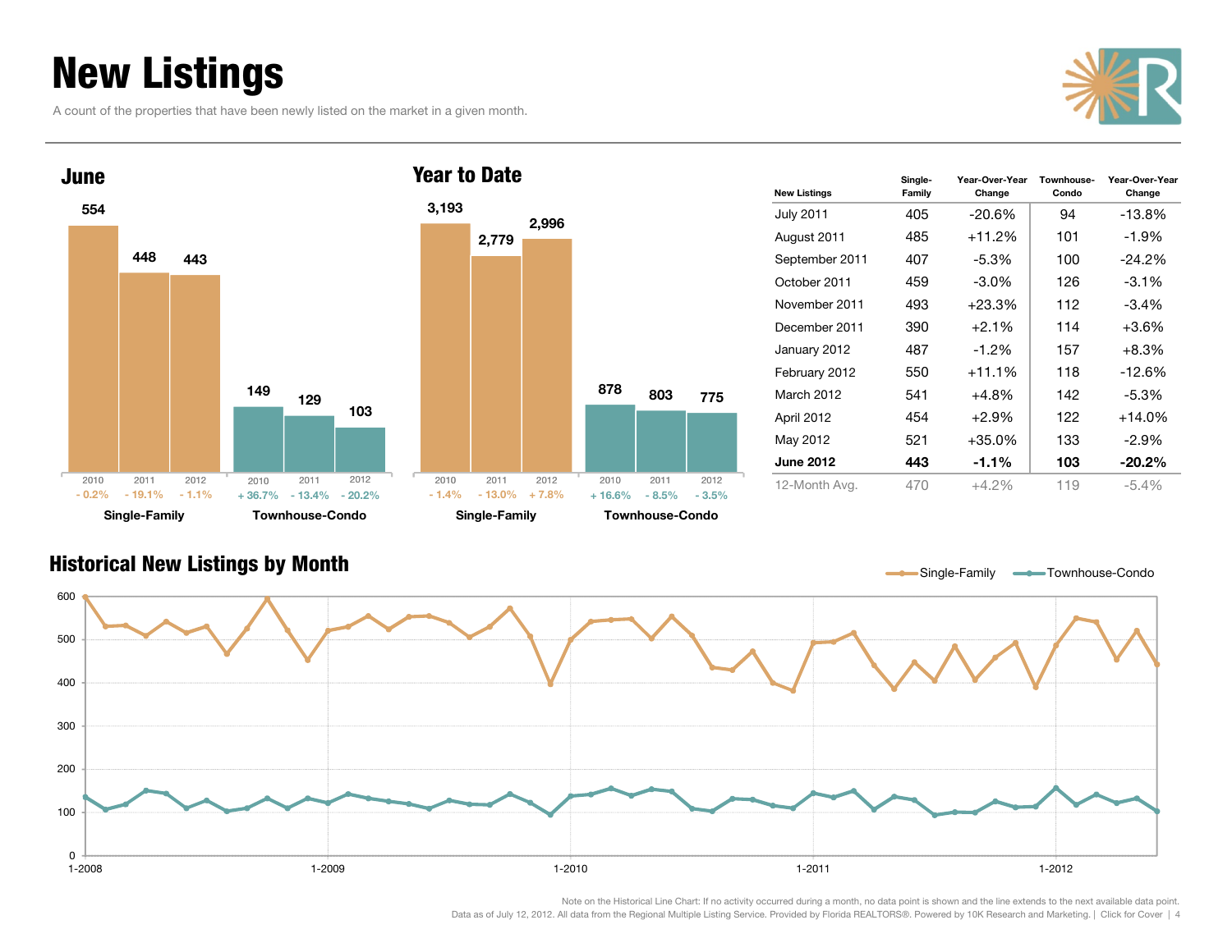# New Listings

A count of the properties that have been newly listed on the market in a given month.

## June

| | 2010 | 2011 | 2012 |
|---|---|---|---|
| Single-Family | 554 | 448 | 443 |
| Change | - 0.2% | - 19.1% | - 1.1% |
| Townhouse-Condo | 149 | 129 | 103 |
| Change | + 36.7% | - 13.4% | - 20.2% |

## Year to Date

| | 2010 | 2011 | 2012 |
|---|---|---|---|
| Single-Family | 3,193 | 2,779 | 2,996 |
| Change | - 1.4% | - 13.0% | + 7.8% |
| Townhouse-Condo | 878 | 803 | 775 |
| Change | + 16.6% | - 8.5% | - 3.5% |

| New Listings | Single-Family | Year-Over-Year Change | Townhouse-Condo | Year-Over-Year Change |
|---|---|---|---|---|
| July 2011 | 405 | -20.6% | 94 | -13.8% |
| August 2011 | 485 | +11.2% | 101 | -1.9% |
| September 2011 | 407 | -5.3% | 100 | -24.2% |
| October 2011 | 459 | -3.0% | 126 | -3.1% |
| November 2011 | 493 | +23.3% | 112 | -3.4% |
| December 2011 | 390 | +2.1% | 114 | +3.6% |
| January 2012 | 487 | -1.2% | 157 | +8.3% |
| February 2012 | 550 | +11.1% | 118 | -12.6% |
| March 2012 | 541 | +4.8% | 142 | -5.3% |
| April 2012 | 454 | +2.9% | 122 | +14.0% |
| May 2012 | 521 | +35.0% | 133 | -2.9% |
| **June 2012** | **443** | **-1.1%** | **103** | **-20.2%** |
| 12-Month Avg. | 470 | +4.2% | 119 | -5.4% |

## Historical New Listings by Month

Single-Family — Townhouse-Condo

Note on the Historical Line Chart: If no activity occurred during a month, no data point is shown and the line extends to the next available data point.

Data as of July 12, 2012. All data from the Regional Multiple Listing Service. Provided by Florida REALTORS®. Powered by 10K Research and Marketing. | Click for Cover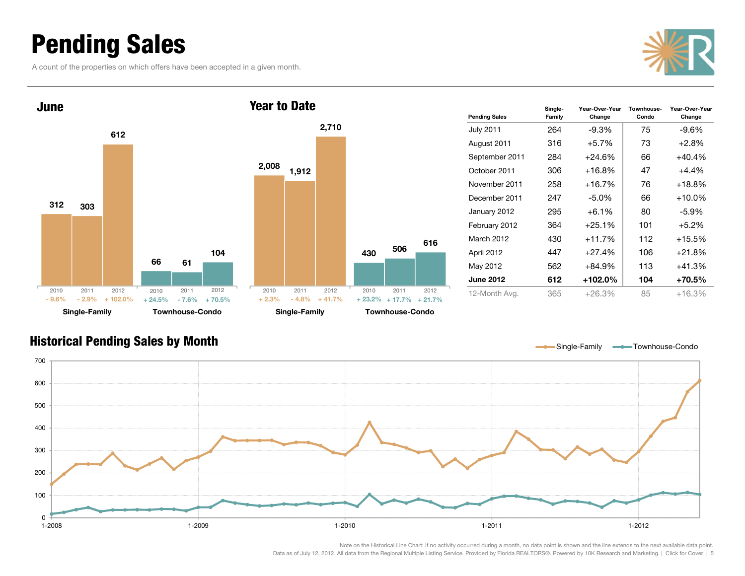# Pending Sales

A count of the properties on which offers have been accepted in a given month.

## June

| | 2010 | 2011 | 2012 |
|---|---|---|---|
| Single-Family | 312 | 303 | 612 |
| Change | - 9.6% | - 2.9% | + 102.0% |
| Townhouse-Condo | 66 | 61 | 104 |
| Change | + 24.5% | - 7.6% | + 70.5% |

## Year to Date

| | 2010 | 2011 | 2012 |
|---|---|---|---|
| Single-Family | 2,008 | 1,912 | 2,710 |
| Change | + 2.3% | - 4.8% | + 41.7% |
| Townhouse-Condo | 430 | 506 | 616 |
| Change | + 23.2% | + 17.7% | + 21.7% |

| Pending Sales | Single-Family | Year-Over-Year Change | Townhouse-Condo | Year-Over-Year Change |
|---|---|---|---|---|
| July 2011 | 264 | -9.3% | 75 | -9.6% |
| August 2011 | 316 | +5.7% | 73 | +2.8% |
| September 2011 | 284 | +24.6% | 66 | +40.4% |
| October 2011 | 306 | +16.8% | 47 | +4.4% |
| November 2011 | 258 | +16.7% | 76 | +18.8% |
| December 2011 | 247 | -5.0% | 66 | +10.0% |
| January 2012 | 295 | +6.1% | 80 | -5.9% |
| February 2012 | 364 | +25.1% | 101 | +5.2% |
| March 2012 | 430 | +11.7% | 112 | +15.5% |
| April 2012 | 447 | +27.4% | 106 | +21.8% |
| May 2012 | 562 | +84.9% | 113 | +41.3% |
| **June 2012** | **612** | **+102.0%** | **104** | **+70.5%** |
| 12-Month Avg. | 365 | +26.3% | 85 | +16.3% |

## Historical Pending Sales by Month

Note on the Historical Line Chart: If no activity occurred during a month, no data point is shown and the line extends to the next available data point.

Data as of July 12, 2012. All data from the Regional Multiple Listing Service. Provided by Florida REALTORS®. Powered by 10K Research and Marketing. | Click for Cover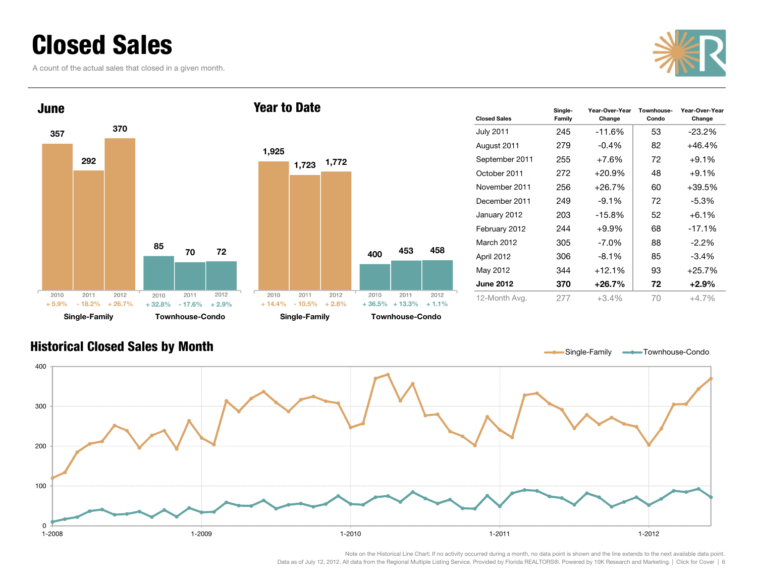# Closed Sales

A count of the actual sales that closed in a given month.

## June

| | 2010 | 2011 | 2012 |
|---|---|---|---|
| Single-Family | 357 | 292 | 370 |
| Change | + 5.9% | - 18.2% | + 26.7% |
| Townhouse-Condo | 85 | 70 | 72 |
| Change | + 32.8% | - 17.6% | + 2.9% |

## Year to Date

| | 2010 | 2011 | 2012 |
|---|---|---|---|
| Single-Family | 1,925 | 1,723 | 1,772 |
| Change | + 14.4% | - 10.5% | + 2.8% |
| Townhouse-Condo | 400 | 453 | 458 |
| Change | + 36.5% | + 13.3% | + 1.1% |

| Closed Sales | Single-Family | Year-Over-Year Change | Townhouse-Condo | Year-Over-Year Change |
|---|---|---|---|---|
| July 2011 | 245 | -11.6% | 53 | -23.2% |
| August 2011 | 279 | -0.4% | 82 | +46.4% |
| September 2011 | 255 | +7.6% | 72 | +9.1% |
| October 2011 | 272 | +20.9% | 48 | +9.1% |
| November 2011 | 256 | +26.7% | 60 | +39.5% |
| December 2011 | 249 | -9.1% | 72 | -5.3% |
| January 2012 | 203 | -15.8% | 52 | +6.1% |
| February 2012 | 244 | +9.9% | 68 | -17.1% |
| March 2012 | 305 | -7.0% | 88 | -2.2% |
| April 2012 | 306 | -8.1% | 85 | -3.4% |
| May 2012 | 344 | +12.1% | 93 | +25.7% |
| **June 2012** | **370** | **+26.7%** | **72** | **+2.9%** |
| 12-Month Avg. | 277 | +3.4% | 70 | +4.7% |

## Historical Closed Sales by Month

Note on the Historical Line Chart: If no activity occurred during a month, no data point is shown and the line extends to the next available data point.

Data as of July 12, 2012. All data from the Regional Multiple Listing Service. Provided by Florida REALTORS®. Powered by 10K Research and Marketing.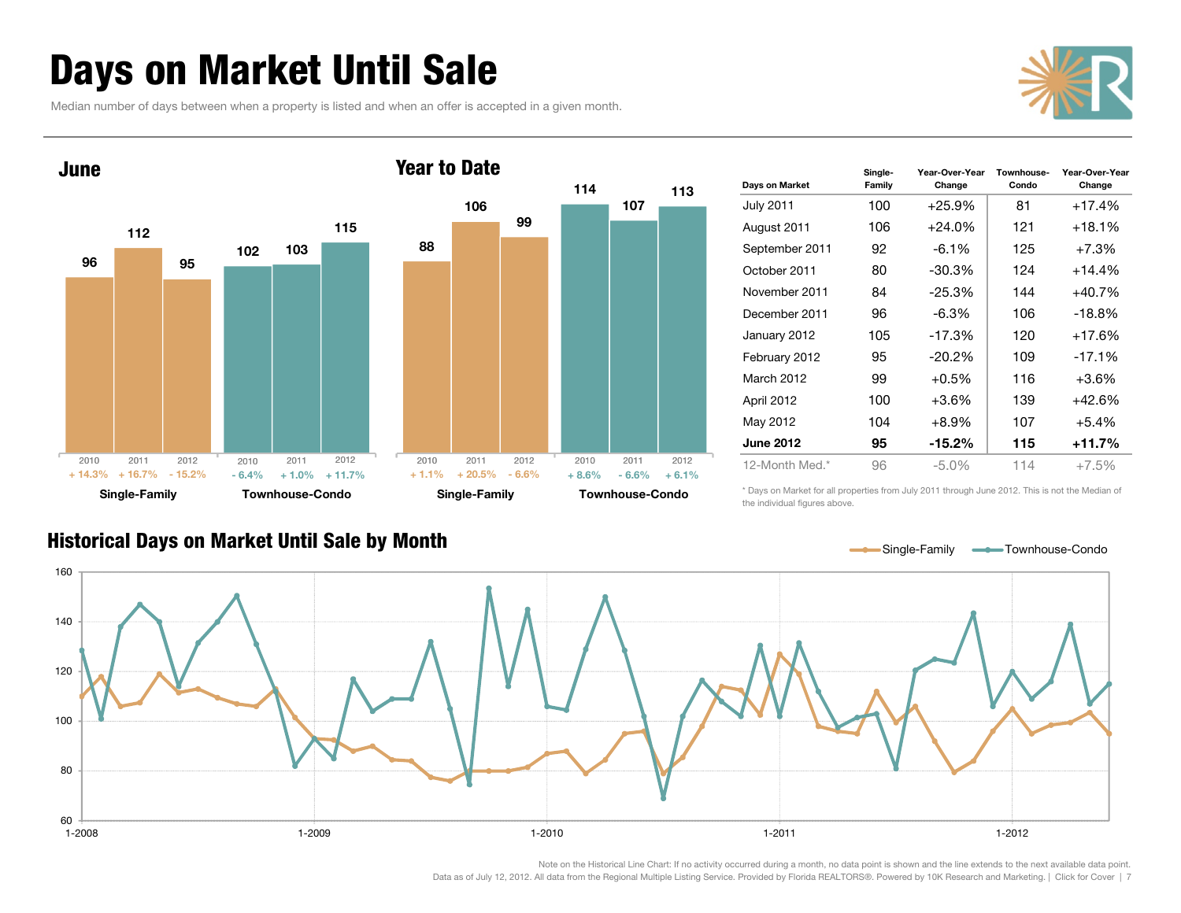# Days on Market Until Sale

Median number of days between when a property is listed and when an offer is accepted in a given month.

## June

| | 2010 | 2011 | 2012 |
|---|---|---|---|
| Single-Family | 96 | 112 | 95 |
| Change | + 14.3% | + 16.7% | - 15.2% |
| Townhouse-Condo | 102 | 103 | 115 |
| Change | - 6.4% | + 1.0% | + 11.7% |

## Year to Date

| | 2010 | 2011 | 2012 |
|---|---|---|---|
| Single-Family | 88 | 106 | 99 |
| Change | + 1.1% | + 20.5% | - 6.6% |
| Townhouse-Condo | 114 | 107 | 113 |
| Change | + 8.6% | - 6.6% | + 6.1% |

| Days on Market | Single-Family | Year-Over-Year Change | Townhouse-Condo | Year-Over-Year Change |
|---|---|---|---|---|
| July 2011 | 100 | +25.9% | 81 | +17.4% |
| August 2011 | 106 | +24.0% | 121 | +18.1% |
| September 2011 | 92 | -6.1% | 125 | +7.3% |
| October 2011 | 80 | -30.3% | 124 | +14.4% |
| November 2011 | 84 | -25.3% | 144 | +40.7% |
| December 2011 | 96 | -6.3% | 106 | -18.8% |
| January 2012 | 105 | -17.3% | 120 | +17.6% |
| February 2012 | 95 | -20.2% | 109 | -17.1% |
| March 2012 | 99 | +0.5% | 116 | +3.6% |
| April 2012 | 100 | +3.6% | 139 | +42.6% |
| May 2012 | 104 | +8.9% | 107 | +5.4% |
| **June 2012** | **95** | **-15.2%** | **115** | **+11.7%** |
| 12-Month Med.* | 96 | -5.0% | 114 | +7.5% |

\* Days on Market for all properties from July 2011 through June 2012. This is not the Median of the individual figures above.

## Historical Days on Market Until Sale by Month

Note on the Historical Line Chart: If no activity occurred during a month, no data point is shown and the line extends to the next available data point.

Data as of July 12, 2012. All data from the Regional Multiple Listing Service. Provided by Florida REALTORS®. Powered by 10K Research and Marketing. | Click for Cover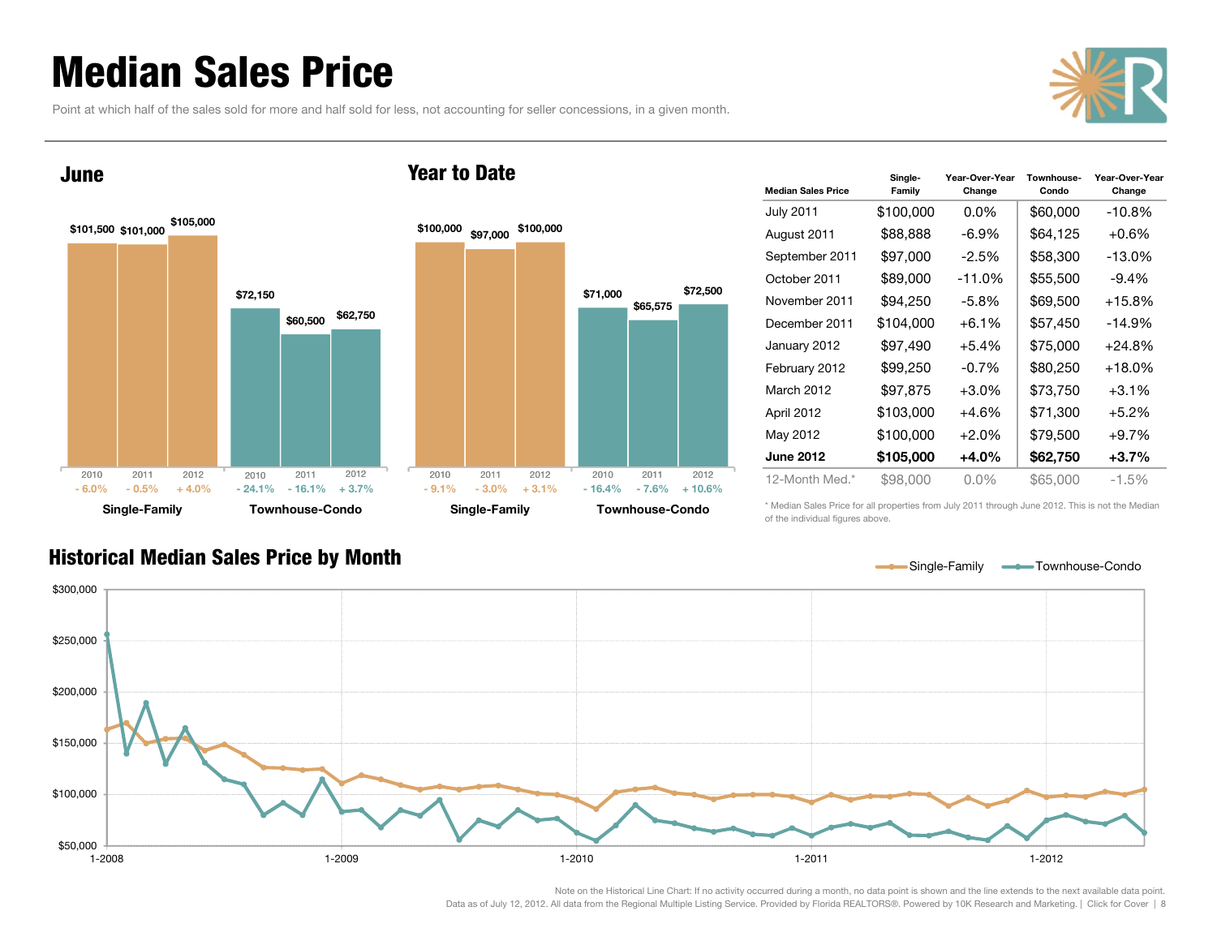# Median Sales Price

Point at which half of the sales sold for more and half sold for less, not accounting for seller concessions, in a given month.

## June

| | 2010 | 2011 | 2012 |
|---|---|---|---|
| Single-Family | $101,500 | $101,000 | $105,000 |
| Change | - 6.0% | - 0.5% | + 4.0% |
| Townhouse-Condo | $72,150 | $60,500 | $62,750 |
| Change | - 24.1% | - 16.1% | + 3.7% |

## Year to Date

| | 2010 | 2011 | 2012 |
|---|---|---|---|
| Single-Family | $100,000 | $97,000 | $100,000 |
| Change | - 9.1% | - 3.0% | + 3.1% |
| Townhouse-Condo | $71,000 | $65,575 | $72,500 |
| Change | - 16.4% | - 7.6% | + 10.6% |

| Median Sales Price | Single-Family | Year-Over-Year Change | Townhouse-Condo | Year-Over-Year Change |
|---|---|---|---|---|
| July 2011 | $100,000 | 0.0% | $60,000 | -10.8% |
| August 2011 | $88,888 | -6.9% | $64,125 | +0.6% |
| September 2011 | $97,000 | -2.5% | $58,300 | -13.0% |
| October 2011 | $89,000 | -11.0% | $55,500 | -9.4% |
| November 2011 | $94,250 | -5.8% | $69,500 | +15.8% |
| December 2011 | $104,000 | +6.1% | $57,450 | -14.9% |
| January 2012 | $97,490 | +5.4% | $75,000 | +24.8% |
| February 2012 | $99,250 | -0.7% | $80,250 | +18.0% |
| March 2012 | $97,875 | +3.0% | $73,750 | +3.1% |
| April 2012 | $103,000 | +4.6% | $71,300 | +5.2% |
| May 2012 | $100,000 | +2.0% | $79,500 | +9.7% |
| **June 2012** | **$105,000** | **+4.0%** | **$62,750** | **+3.7%** |
| 12-Month Med.* | $98,000 | 0.0% | $65,000 | -1.5% |

* Median Sales Price for all properties from July 2011 through June 2012. This is not the Median of the individual figures above.

## Historical Median Sales Price by Month

Note on the Historical Line Chart: If no activity occurred during a month, no data point is shown and the line extends to the next available data point.

Data as of July 12, 2012. All data from the Regional Multiple Listing Service. Provided by Florida REALTORS®. Powered by 10K Research and Marketing.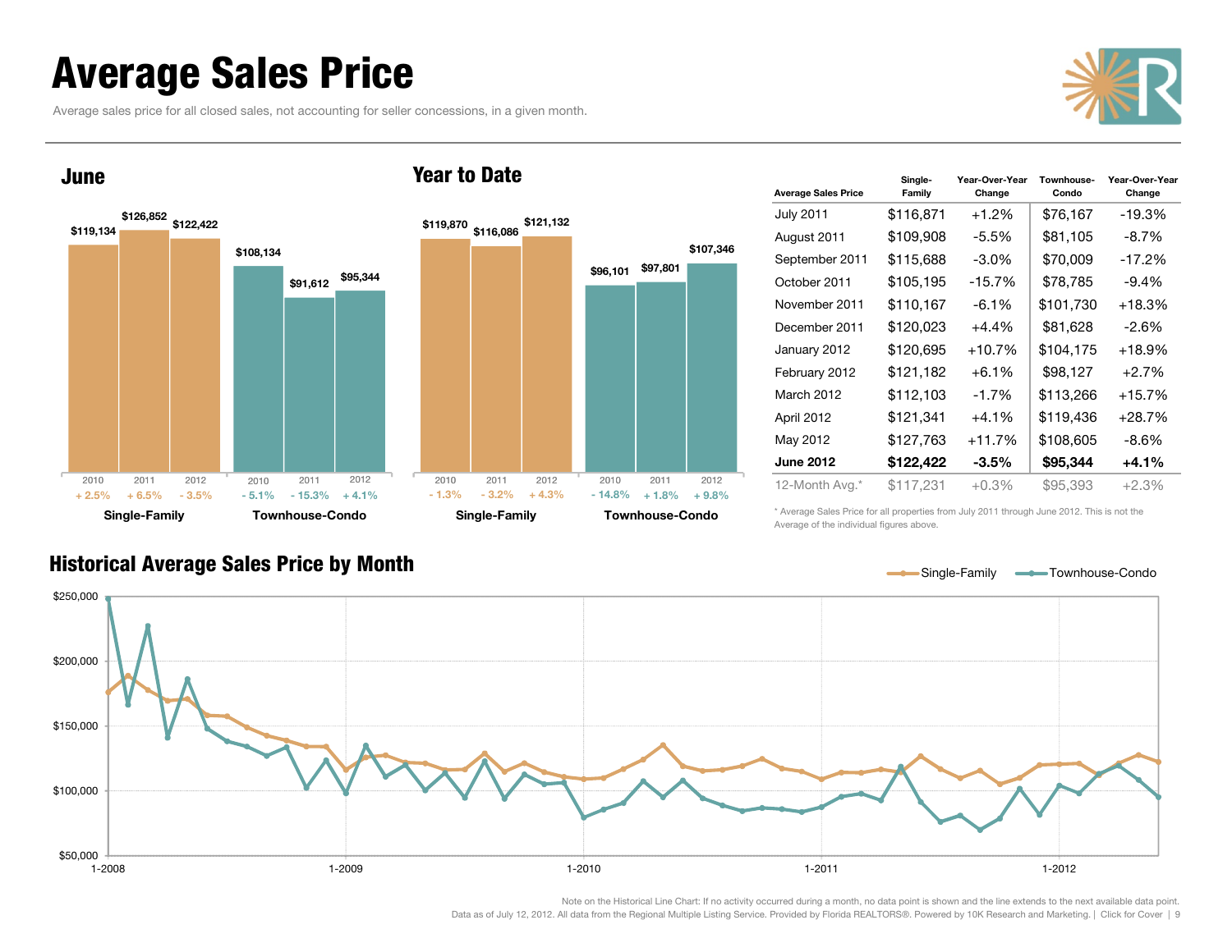# Average Sales Price

Average sales price for all closed sales, not accounting for seller concessions, in a given month.

## June

| | 2010 | 2011 | 2012 |
|---|---|---|---|
| Single-Family | $119,134 | $126,852 | $122,422 |
| Change | + 2.5% | + 6.5% | - 3.5% |
| Townhouse-Condo | $108,134 | $91,612 | $95,344 |
| Change | - 5.1% | - 15.3% | + 4.1% |

## Year to Date

| | 2010 | 2011 | 2012 |
|---|---|---|---|
| Single-Family | $119,870 | $116,086 | $121,132 |
| Change | - 1.3% | - 3.2% | + 4.3% |
| Townhouse-Condo | $96,101 | $97,801 | $107,346 |
| Change | - 14.8% | + 1.8% | + 9.8% |

| Average Sales Price | Single-Family | Year-Over-Year Change | Townhouse-Condo | Year-Over-Year Change |
|---|---|---|---|---|
| July 2011 | $116,871 | +1.2% | $76,167 | -19.3% |
| August 2011 | $109,908 | -5.5% | $81,105 | -8.7% |
| September 2011 | $115,688 | -3.0% | $70,009 | -17.2% |
| October 2011 | $105,195 | -15.7% | $78,785 | -9.4% |
| November 2011 | $110,167 | -6.1% | $101,730 | +18.3% |
| December 2011 | $120,023 | +4.4% | $81,628 | -2.6% |
| January 2012 | $120,695 | +10.7% | $104,175 | +18.9% |
| February 2012 | $121,182 | +6.1% | $98,127 | +2.7% |
| March 2012 | $112,103 | -1.7% | $113,266 | +15.7% |
| April 2012 | $121,341 | +4.1% | $119,436 | +28.7% |
| May 2012 | $127,763 | +11.7% | $108,605 | -8.6% |
| **June 2012** | **$122,422** | **-3.5%** | **$95,344** | **+4.1%** |
| 12-Month Avg.* | $117,231 | +0.3% | $95,393 | +2.3% |

* Average Sales Price for all properties from July 2011 through June 2012. This is not the Average of the individual figures above.

## Historical Average Sales Price by Month

Note on the Historical Line Chart: If no activity occurred during a month, no data point is shown and the line extends to the next available data point.

Data as of July 12, 2012. All data from the Regional Multiple Listing Service. Provided by Florida REALTORS®. Powered by 10K Research and Marketing. | Click for Cover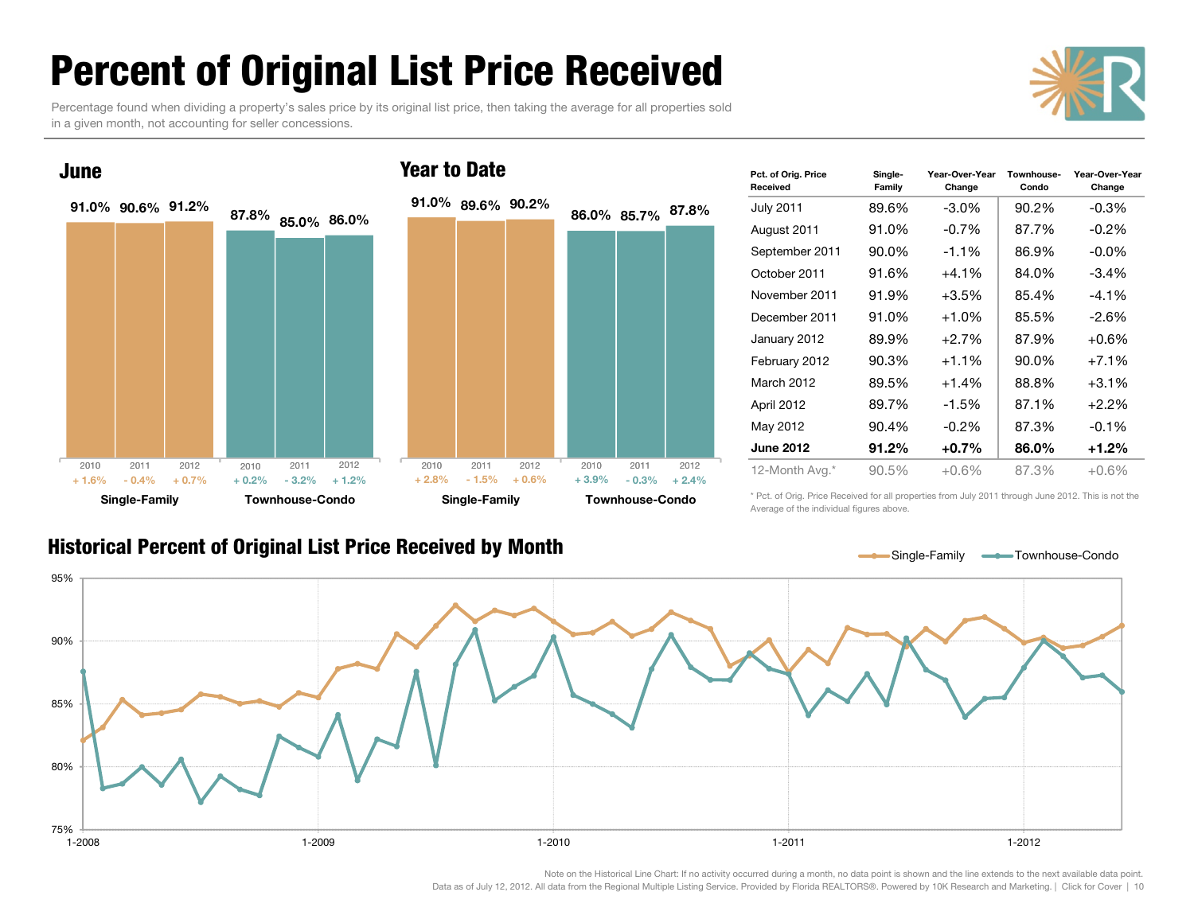# Percent of Original List Price Received

Percentage found when dividing a property's sales price by its original list price, then taking the average for all properties sold in a given month, not accounting for seller concessions.

## June

| | 2010 | 2011 | 2012 |
|---|---|---|---|
| Single-Family | 91.0% (+ 1.6%) | 90.6% (- 0.4%) | 91.2% (+ 0.7%) |
| Townhouse-Condo | 87.8% (+ 0.2%) | 85.0% (- 3.2%) | 86.0% (+ 1.2%) |

## Year to Date

| | 2010 | 2011 | 2012 |
|---|---|---|---|
| Single-Family | 91.0% (+ 2.8%) | 89.6% (- 1.5%) | 90.2% (+ 0.6%) |
| Townhouse-Condo | 86.0% (+ 3.9%) | 85.7% (- 0.3%) | 87.8% (+ 2.4%) |

| Pct. of Orig. Price Received | Single-Family | Year-Over-Year Change | Townhouse-Condo | Year-Over-Year Change |
|---|---|---|---|---|
| July 2011 | 89.6% | -3.0% | 90.2% | -0.3% |
| August 2011 | 91.0% | -0.7% | 87.7% | -0.2% |
| September 2011 | 90.0% | -1.1% | 86.9% | -0.0% |
| October 2011 | 91.6% | +4.1% | 84.0% | -3.4% |
| November 2011 | 91.9% | +3.5% | 85.4% | -4.1% |
| December 2011 | 91.0% | +1.0% | 85.5% | -2.6% |
| January 2012 | 89.9% | +2.7% | 87.9% | +0.6% |
| February 2012 | 90.3% | +1.1% | 90.0% | +7.1% |
| March 2012 | 89.5% | +1.4% | 88.8% | +3.1% |
| April 2012 | 89.7% | -1.5% | 87.1% | +2.2% |
| May 2012 | 90.4% | -0.2% | 87.3% | -0.1% |
| **June 2012** | **91.2%** | **+0.7%** | **86.0%** | **+1.2%** |
| 12-Month Avg.* | 90.5% | +0.6% | 87.3% | +0.6% |

\* Pct. of Orig. Price Received for all properties from July 2011 through June 2012. This is not the Average of the individual figures above.

## Historical Percent of Original List Price Received by Month

Note on the Historical Line Chart: If no activity occurred during a month, no data point is shown and the line extends to the next available data point.

Data as of July 12, 2012. All data from the Regional Multiple Listing Service. Provided by Florida REALTORS®. Powered by 10K Research and Marketing. | Click for Cover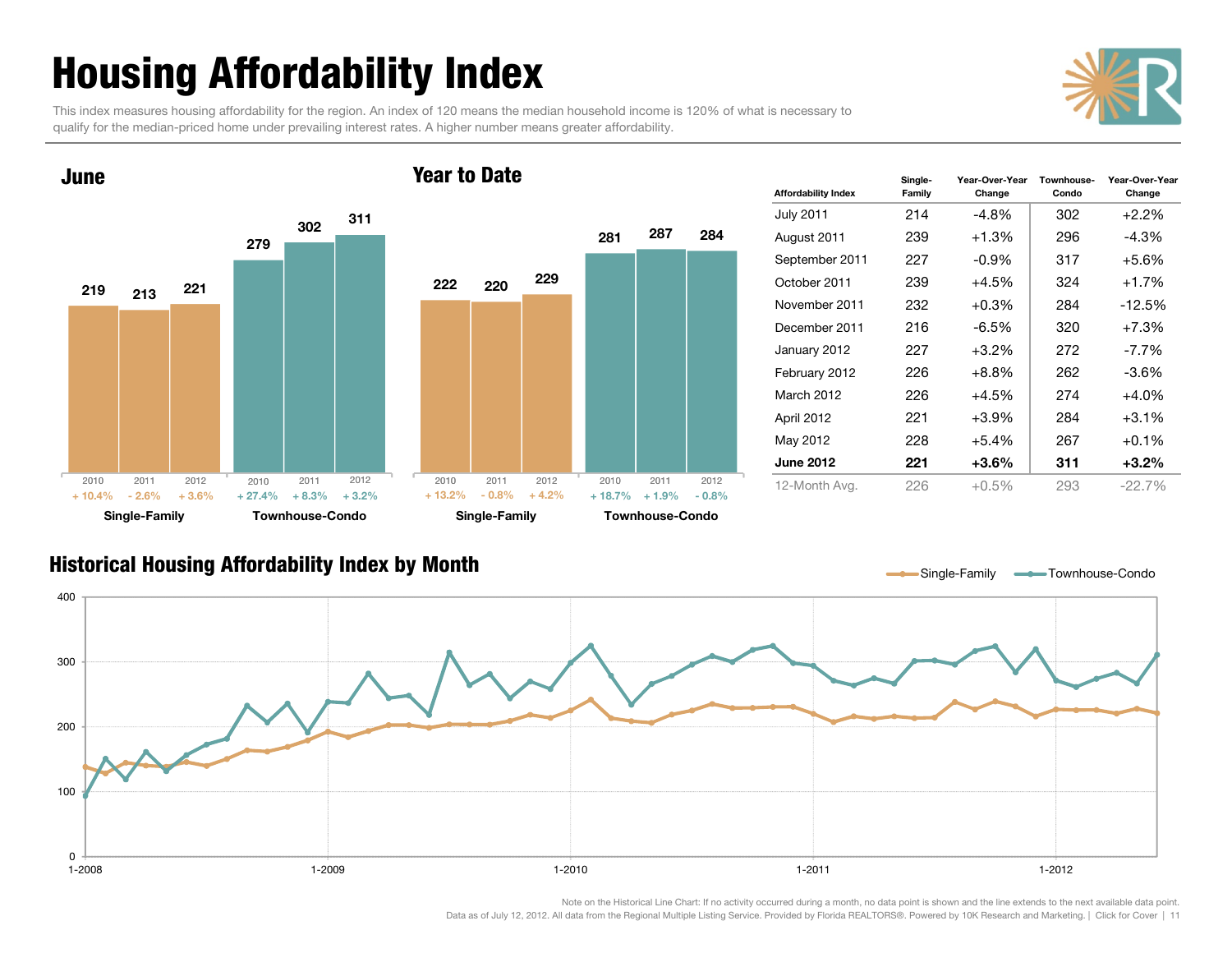# Housing Affordability Index

This index measures housing affordability for the region. An index of 120 means the median household income is 120% of what is necessary to qualify for the median-priced home under prevailing interest rates. A higher number means greater affordability.

## June

| | 2010 | 2011 | 2012 |
|---|---|---|---|
| Single-Family | 219 | 213 | 221 |
| Change | + 10.4% | - 2.6% | + 3.6% |
| Townhouse-Condo | 279 | 302 | 311 |
| Change | + 27.4% | + 8.3% | + 3.2% |

## Year to Date

| | 2010 | 2011 | 2012 |
|---|---|---|---|
| Single-Family | 222 | 220 | 229 |
| Change | + 13.2% | - 0.8% | + 4.2% |
| Townhouse-Condo | 281 | 287 | 284 |
| Change | + 18.7% | + 1.9% | - 0.8% |

| Affordability Index | Single-Family | Year-Over-Year Change | Townhouse-Condo | Year-Over-Year Change |
|---|---|---|---|---|
| July 2011 | 214 | -4.8% | 302 | +2.2% |
| August 2011 | 239 | +1.3% | 296 | -4.3% |
| September 2011 | 227 | -0.9% | 317 | +5.6% |
| October 2011 | 239 | +4.5% | 324 | +1.7% |
| November 2011 | 232 | +0.3% | 284 | -12.5% |
| December 2011 | 216 | -6.5% | 320 | +7.3% |
| January 2012 | 227 | +3.2% | 272 | -7.7% |
| February 2012 | 226 | +8.8% | 262 | -3.6% |
| March 2012 | 226 | +4.5% | 274 | +4.0% |
| April 2012 | 221 | +3.9% | 284 | +3.1% |
| May 2012 | 228 | +5.4% | 267 | +0.1% |
| **June 2012** | **221** | **+3.6%** | **311** | **+3.2%** |
| 12-Month Avg. | 226 | +0.5% | 293 | -22.7% |

## Historical Housing Affordability Index by Month

Note on the Historical Line Chart: If no activity occurred during a month, no data point is shown and the line extends to the next available data point.

Data as of July 12, 2012. All data from the Regional Multiple Listing Service. Provided by Florida REALTORS®. Powered by 10K Research and Marketing. | Click for Cover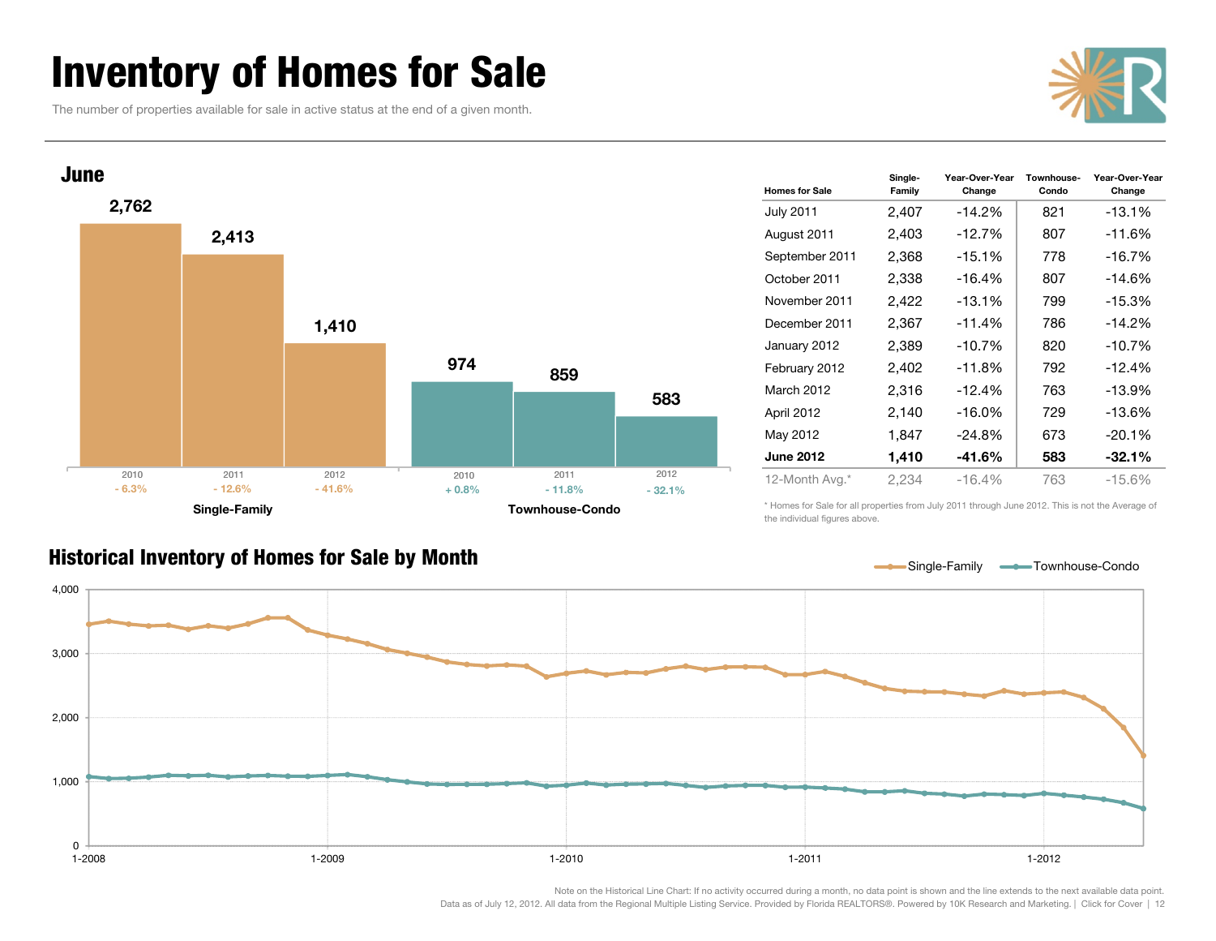# Inventory of Homes for Sale

The number of properties available for sale in active status at the end of a given month.

## June

| | 2010 | 2011 | 2012 |
|---|---|---|---|
| Single-Family | 2,762 | 2,413 | 1,410 |
| Change | - 6.3% | - 12.6% | - 41.6% |
| Townhouse-Condo | 974 | 859 | 583 |
| Change | + 0.8% | - 11.8% | - 32.1% |

| Homes for Sale | Single-Family | Year-Over-Year Change | Townhouse-Condo | Year-Over-Year Change |
|---|---|---|---|---|
| July 2011 | 2,407 | -14.2% | 821 | -13.1% |
| August 2011 | 2,403 | -12.7% | 807 | -11.6% |
| September 2011 | 2,368 | -15.1% | 778 | -16.7% |
| October 2011 | 2,338 | -16.4% | 807 | -14.6% |
| November 2011 | 2,422 | -13.1% | 799 | -15.3% |
| December 2011 | 2,367 | -11.4% | 786 | -14.2% |
| January 2012 | 2,389 | -10.7% | 820 | -10.7% |
| February 2012 | 2,402 | -11.8% | 792 | -12.4% |
| March 2012 | 2,316 | -12.4% | 763 | -13.9% |
| April 2012 | 2,140 | -16.0% | 729 | -13.6% |
| May 2012 | 1,847 | -24.8% | 673 | -20.1% |
| **June 2012** | **1,410** | **-41.6%** | **583** | **-32.1%** |
| 12-Month Avg.* | 2,234 | -16.4% | 763 | -15.6% |

* Homes for Sale for all properties from July 2011 through June 2012. This is not the Average of the individual figures above.

## Historical Inventory of Homes for Sale by Month

Single-Family — Townhouse-Condo

Note on the Historical Line Chart: If no activity occurred during a month, no data point is shown and the line extends to the next available data point.

Data as of July 12, 2012. All data from the Regional Multiple Listing Service. Provided by Florida REALTORS®. Powered by 10K Research and Marketing. | Click for Cover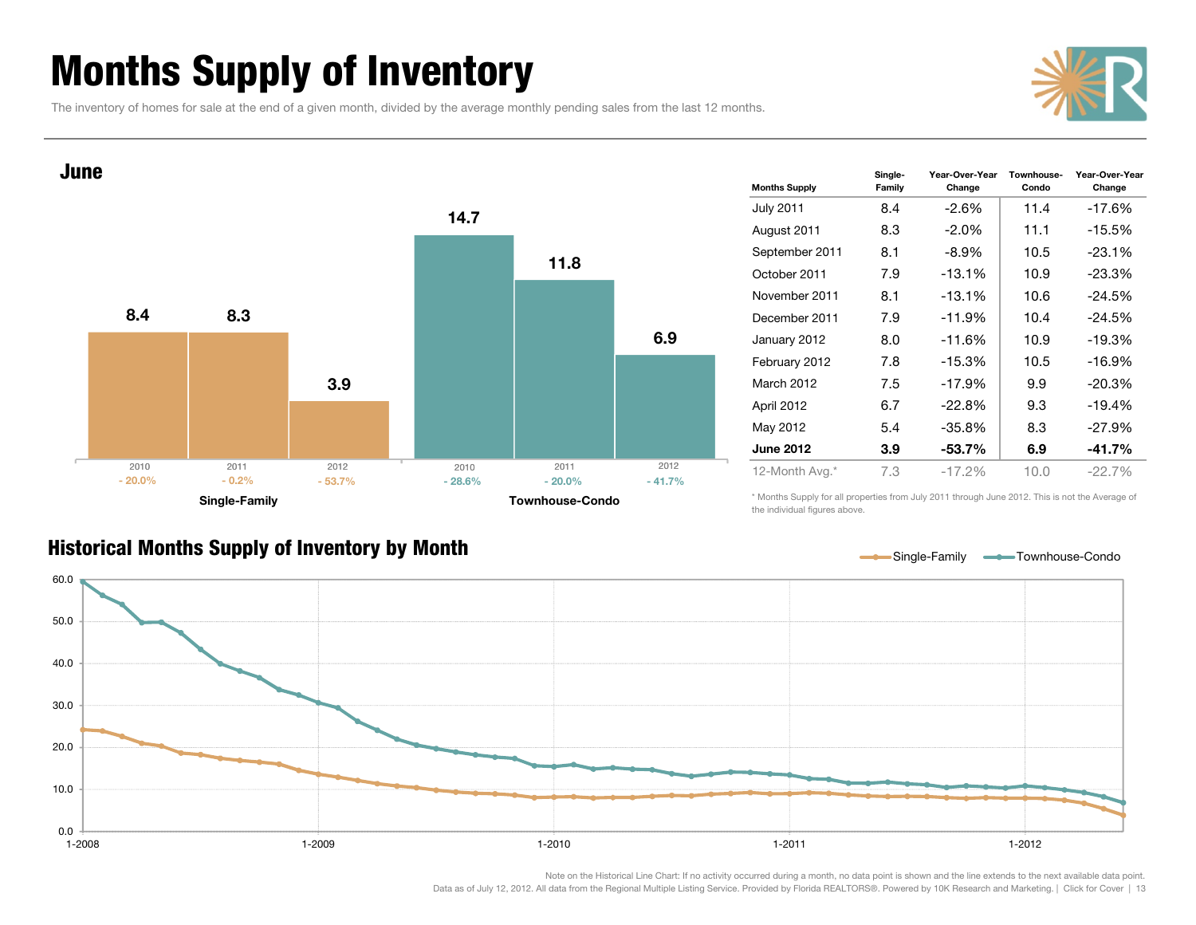# Months Supply of Inventory

The inventory of homes for sale at the end of a given month, divided by the average monthly pending sales from the last 12 months.

## June

8.4
8.3
3.9
14.7
11.8
6.9

2010
- 20.0%
2011
- 0.2%
2012
- 53.7%

2010
- 28.6%
2011
- 20.0%
2012
- 41.7%

Single-Family

Townhouse-Condo

| Months Supply | Single-Family | Year-Over-Year Change | Townhouse-Condo | Year-Over-Year Change |
|---|---|---|---|---|
| July 2011 | 8.4 | -2.6% | 11.4 | -17.6% |
| August 2011 | 8.3 | -2.0% | 11.1 | -15.5% |
| September 2011 | 8.1 | -8.9% | 10.5 | -23.1% |
| October 2011 | 7.9 | -13.1% | 10.9 | -23.3% |
| November 2011 | 8.1 | -13.1% | 10.6 | -24.5% |
| December 2011 | 7.9 | -11.9% | 10.4 | -24.5% |
| January 2012 | 8.0 | -11.6% | 10.9 | -19.3% |
| February 2012 | 7.8 | -15.3% | 10.5 | -16.9% |
| March 2012 | 7.5 | -17.9% | 9.9 | -20.3% |
| April 2012 | 6.7 | -22.8% | 9.3 | -19.4% |
| May 2012 | 5.4 | -35.8% | 8.3 | -27.9% |
| **June 2012** | **3.9** | **-53.7%** | **6.9** | **-41.7%** |
| 12-Month Avg.* | 7.3 | -17.2% | 10.0 | -22.7% |

\* Months Supply for all properties from July 2011 through June 2012. This is not the Average of the individual figures above.

## Historical Months Supply of Inventory by Month

Single-Family
Townhouse-Condo

60.0
50.0
40.0
30.0
20.0
10.0
0.0

1-2008
1-2009
1-2010
1-2011
1-2012

Note on the Historical Line Chart: If no activity occurred during a month, no data point is shown and the line extends to the next available data point.

Data as of July 12, 2012. All data from the Regional Multiple Listing Service. Provided by Florida REALTORS®. Powered by 10K Research and Marketing. | Click for Cover